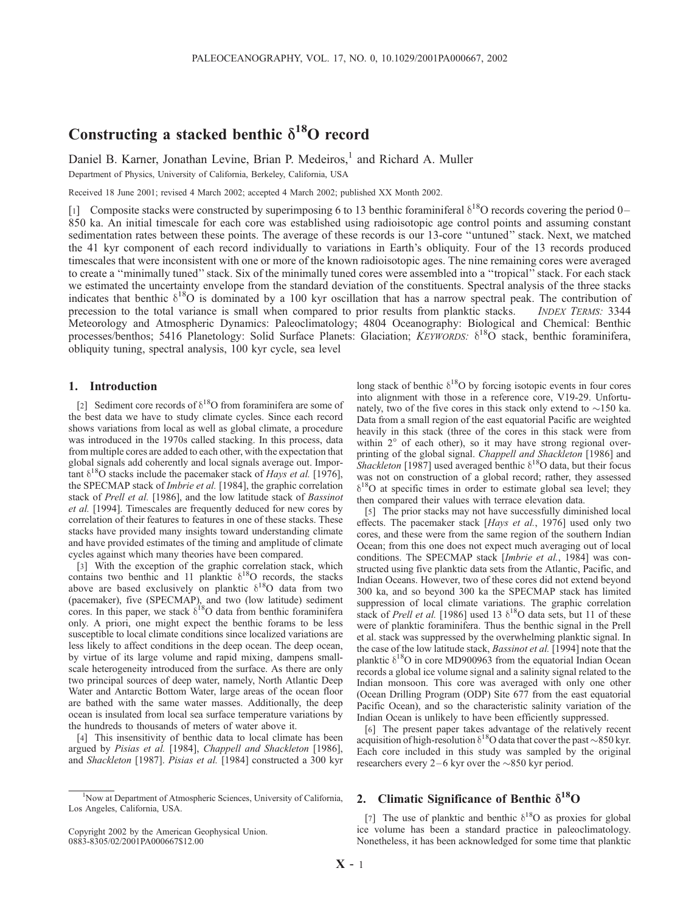# Constructing a stacked benthic $\delta^{18}O$ record

Daniel B. Karner, Jonathan Levine, Brian P. Medeiros,[1] and Richard A. Muller

Department of Physics, University of California, Berkeley, California, USA

Received 18 June 2001; revised 4 March 2002; accepted 4 March 2002; published XX Month 2002.

[1] Composite stacks were constructed by superimposing 6 to 13 benthic foraminiferal $\delta^{18}O$ records covering the period 0–850 ka. An initial timescale for each core was established using radioisotopic age control points and assuming constant sedimentation rates between these points. The average of these records is our 13-core "untuned" stack. Next, we matched the 41 kyr component of each record individually to variations in Earth's obliquity. Four of the 13 records produced timescales that were inconsistent with one or more of the known radioisotopic ages. The nine remaining cores were averaged to create a "minimally tuned" stack. Six of the minimally tuned cores were assembled into a "tropical" stack. For each stack we estimated the uncertainty envelope from the standard deviation of the constituents. Spectral analysis of the three stacks indicates that benthic $\delta^{18}O$ is dominated by a 100 kyr oscillation that has a narrow spectral peak. The contribution of precession to the total variance is small when compared to prior results from planktic stacks. *INDEX TERMS:* 3344 Meteorology and Atmospheric Dynamics: Paleoclimatology; 4804 Oceanography: Biological and Chemical: Benthic processes/benthos; 5416 Planetology: Solid Surface Planets: Glaciation; *KEYWORDS:* $\delta^{18}O$ stack, benthic foraminifera, obliquity tuning, spectral analysis, 100 kyr cycle, sea level

## 1. Introduction

[2] Sediment core records of $\delta^{18}O$ from foraminifera are some of the best data we have to study climate cycles. Since each record shows variations from local as well as global climate, a procedure was introduced in the 1970s called stacking. In this process, data from multiple cores are added to each other, with the expectation that global signals add coherently and local signals average out. Important $\delta^{18}O$ stacks include the pacemaker stack of *Hays et al.* [1976], the SPECMAP stack of *Imbrie et al.* [1984], the graphic correlation stack of *Prell et al.* [1986], and the low latitude stack of *Bassinot et al.* [1994]. Timescales are frequently deduced for new cores by correlation of their features to features in one of these stacks. These stacks have provided many insights toward understanding climate and have provided estimates of the timing and amplitude of climate cycles against which many theories have been compared.

[3] With the exception of the graphic correlation stack, which contains two benthic and 11 planktic $\delta^{18}O$ records, the stacks above are based exclusively on planktic $\delta^{18}O$ data from two (pacemaker), five (SPECMAP), and two (low latitude) sediment cores. In this paper, we stack $\delta^{18}O$ data from benthic foraminifera only. A priori, one might expect the benthic forams to be less susceptible to local climate conditions since localized variations are less likely to affect conditions in the deep ocean. The deep ocean, by virtue of its large volume and rapid mixing, dampens small-scale heterogeneity introduced from the surface. As there are only two principal sources of deep water, namely, North Atlantic Deep Water and Antarctic Bottom Water, large areas of the ocean floor are bathed with the same water masses. Additionally, the deep ocean is insulated from local sea surface temperature variations by the hundreds to thousands of meters of water above it.

[4] This insensitivity of benthic data to local climate has been argued by *Pisias et al.* [1984], *Chappell and Shackleton* [1986], and *Shackleton* [1987]. *Pisias et al.* [1984] constructed a 300 kyr long stack of benthic $\delta^{18}O$ by forcing isotopic events in four cores into alignment with those in a reference core, V19-29. Unfortunately, two of the five cores in this stack only extend to ~150 ka. Data from a small region of the east equatorial Pacific are weighted heavily in this stack (three of the cores in this stack were from within 2° of each other), so it may have strong regional overprinting of the global signal. *Chappell and Shackleton* [1986] and *Shackleton* [1987] used averaged benthic $\delta^{18}O$ data, but their focus was not on construction of a global record; rather, they assessed $\delta^{18}O$ at specific times in order to estimate global sea level; they then compared their values with terrace elevation data.

[5] The prior stacks may not have successfully diminished local effects. The pacemaker stack [*Hays et al.*, 1976] used only two cores, and these were from the same region of the southern Indian Ocean; from this one does not expect much averaging out of local conditions. The SPECMAP stack [*Imbrie et al.*, 1984] was constructed using five planktic data sets from the Atlantic, Pacific, and Indian Oceans. However, two of these cores did not extend beyond 300 ka, and so beyond 300 ka the SPECMAP stack has limited suppression of local climate variations. The graphic correlation stack of *Prell et al.* [1986] used 13 $\delta^{18}O$ data sets, but 11 of these were of planktic foraminifera. Thus the benthic signal in the Prell et al. stack was suppressed by the overwhelming planktic signal. In the case of the low latitude stack, *Bassinot et al.* [1994] note that the planktic $\delta^{18}O$ in core MD900963 from the equatorial Indian Ocean records a global ice volume signal and a salinity signal related to the Indian monsoon. This core was averaged with only one other (Ocean Drilling Program (ODP) Site 677 from the east equatorial Pacific Ocean), and so the characteristic salinity variation of the Indian Ocean is unlikely to have been efficiently suppressed.

[6] The present paper takes advantage of the relatively recent acquisition of high-resolution $\delta^{18}O$ data that cover the past ~850 kyr. Each core included in this study was sampled by the original researchers every 2–6 kyr over the ~850 kyr period.

## 2. Climatic Significance of Benthic $\delta^{18}O$

[7] The use of planktic and benthic $\delta^{18}O$ as proxies for global ice volume has been a standard practice in paleoclimatology. Nonetheless, it has been acknowledged for some time that planktic

[1] Now at Department of Atmospheric Sciences, University of California, Los Angeles, California, USA.

Copyright 2002 by the American Geophysical Union. 0883-8305/02/2001PA000667$12.00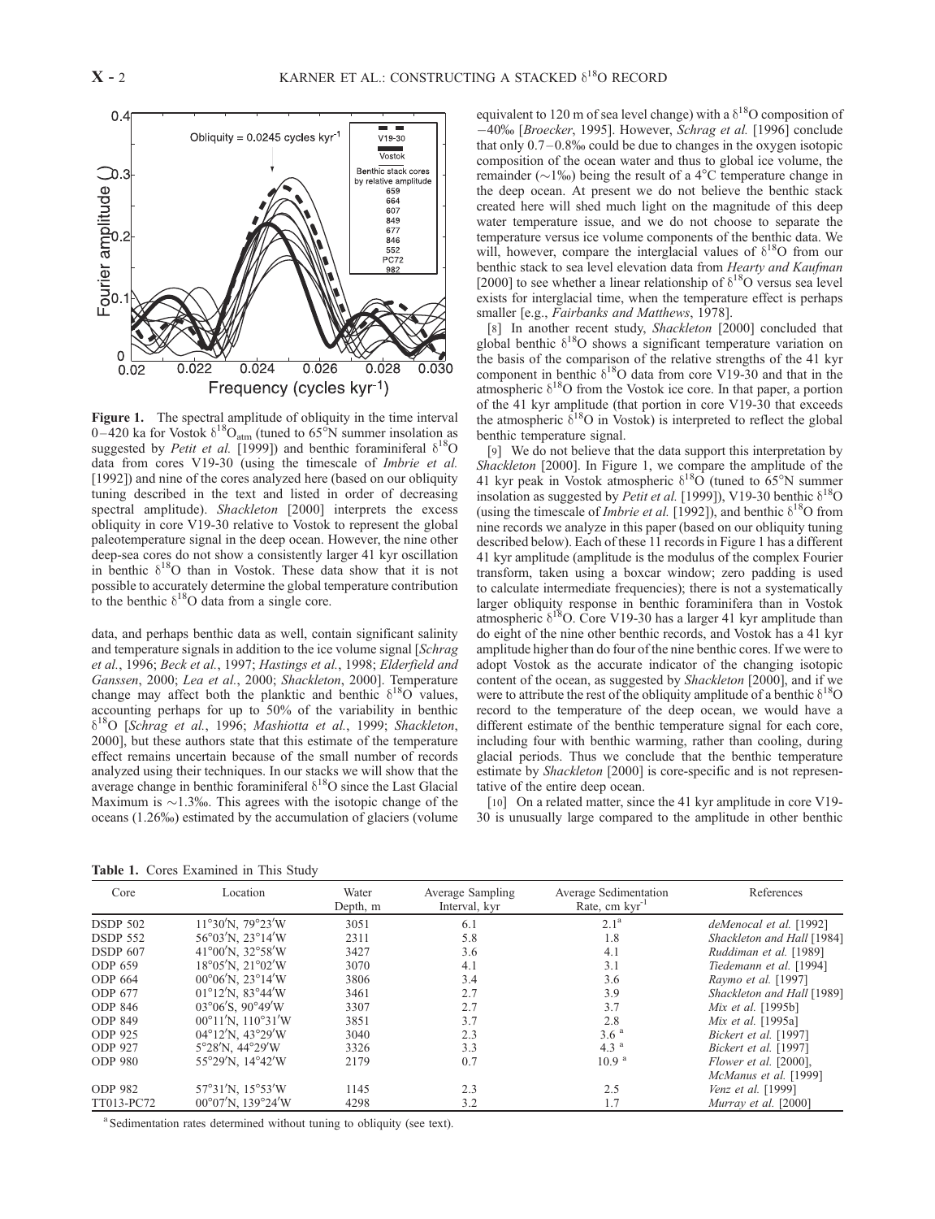**Figure 1.** The spectral amplitude of obliquity in the time interval 0–420 ka for Vostok $\delta^{18}O_{atm}$ (tuned to 65°N summer insolation as suggested by *Petit et al.* [1999]) and benthic foraminiferal $\delta^{18}O$ data from cores V19-30 (using the timescale of *Imbrie et al.* [1992]) and nine of the cores analyzed here (based on our obliquity tuning described in the text and listed in order of decreasing spectral amplitude). *Shackleton* [2000] interprets the excess obliquity in core V19-30 relative to Vostok to represent the global paleotemperature signal in the deep ocean. However, the nine other deep-sea cores do not show a consistently larger 41 kyr oscillation in benthic $\delta^{18}O$ than in Vostok. These data show that it is not possible to accurately determine the global temperature contribution to the benthic $\delta^{18}O$ data from a single core.

data, and perhaps benthic data as well, contain significant salinity and temperature signals in addition to the ice volume signal [*Schrag et al.*, 1996; *Beck et al.*, 1997; *Hastings et al.*, 1998; *Elderfield and Ganssen*, 2000; *Lea et al.*, 2000; *Shackleton*, 2000]. Temperature change may affect both the planktic and benthic $\delta^{18}O$ values, accounting perhaps for up to 50% of the variability in benthic $\delta^{18}O$ [*Schrag et al.*, 1996; *Mashiotta et al.*, 1999; *Shackleton*, 2000], but these authors state that this estimate of the temperature effect remains uncertain because of the small number of records analyzed using their techniques. In our stacks we will show that the average change in benthic foraminiferal $\delta^{18}O$ since the Last Glacial Maximum is ~1.3‰. This agrees with the isotopic change of the oceans (1.26‰) estimated by the accumulation of glaciers (volume equivalent to 120 m of sea level change) with a $\delta^{18}O$ composition of −40‰ [*Broecker*, 1995]. However, *Schrag et al.* [1996] conclude that only 0.7–0.8‰ could be due to changes in the oxygen isotopic composition of the ocean water and thus to global ice volume, the remainder (~1‰) being the result of a 4°C temperature change in the deep ocean. At present we do not believe the benthic stack created here will shed much light on the magnitude of this deep water temperature issue, and we do not choose to separate the temperature versus ice volume components of the benthic data. We will, however, compare the interglacial values of $\delta^{18}O$ from our benthic stack to sea level elevation data from *Hearty and Kaufman* [2000] to see whether a linear relationship of $\delta^{18}O$ versus sea level exists for interglacial time, when the temperature effect is perhaps smaller [e.g., *Fairbanks and Matthews*, 1978].

[8] In another recent study, *Shackleton* [2000] concluded that global benthic $\delta^{18}O$ shows a significant temperature variation on the basis of the comparison of the relative strengths of the 41 kyr component in benthic $\delta^{18}O$ data from core V19-30 and that in the atmospheric $\delta^{18}O$ from the Vostok ice core. In that paper, a portion of the 41 kyr amplitude (that portion in core V19-30 that exceeds the atmospheric $\delta^{18}O$ in Vostok) is interpreted to reflect the global benthic temperature signal.

[9] We do not believe that the data support this interpretation by *Shackleton* [2000]. In Figure 1, we compare the amplitude of the 41 kyr peak in Vostok atmospheric $\delta^{18}O$ (tuned to 65°N summer insolation as suggested by *Petit et al.* [1999]), V19-30 benthic $\delta^{18}O$ (using the timescale of *Imbrie et al.* [1992]), and benthic $\delta^{18}O$ from nine records we analyze in this paper (based on our obliquity tuning described below). Each of these 11 records in Figure 1 has a different 41 kyr amplitude (amplitude is the modulus of the complex Fourier transform, taken using a boxcar window; zero padding is used to calculate intermediate frequencies); there is not a systematically larger obliquity response in benthic foraminifera than in Vostok atmospheric $\delta^{18}O$. Core V19-30 has a larger 41 kyr amplitude than do eight of the nine other benthic records, and Vostok has a 41 kyr amplitude higher than do four of the nine benthic cores. If we were to adopt Vostok as the accurate indicator of the changing isotopic content of the ocean, as suggested by *Shackleton* [2000], and if we were to attribute the rest of the obliquity amplitude of a benthic $\delta^{18}O$ record to the temperature of the deep ocean, we would have a different estimate of the benthic temperature signal for each core, including four with benthic warming, rather than cooling, during glacial periods. Thus we conclude that the benthic temperature estimate by *Shackleton* [2000] is core-specific and is not representative of the entire deep ocean.

[10] On a related matter, since the 41 kyr amplitude in core V19-30 is unusually large compared to the amplitude in other benthic

**Table 1.** Cores Examined in This Study

| Core | Location | Water Depth, m | Average Sampling Interval, kyr | Average Sedimentation Rate, cm $kyr^{-1}$ | References |
|---|---|---|---|---|---|
| DSDP 502 | 11°30′N, 79°23′W | 3051 | 6.1 | 2.1[a] | *deMenocal et al.* [1992] |
| DSDP 552 | 56°03′N, 23°14′W | 2311 | 5.8 | 1.8 | *Shackleton and Hall* [1984] |
| DSDP 607 | 41°00′N, 32°58′W | 3427 | 3.6 | 4.1 | *Ruddiman et al.* [1989] |
| ODP 659 | 18°05′N, 21°02′W | 3070 | 4.1 | 3.1 | *Tiedemann et al.* [1994] |
| ODP 664 | 00°06′N, 23°14′W | 3806 | 3.4 | 3.6 | *Raymo et al.* [1997] |
| ODP 677 | 01°12′N, 83°44′W | 3461 | 2.7 | 3.9 | *Shackleton and Hall* [1989] |
| ODP 846 | 03°06′S, 90°49′W | 3307 | 2.7 | 3.7 | *Mix et al.* [1995b] |
| ODP 849 | 00°11′N, 110°31′W | 3851 | 3.7 | 2.8 | *Mix et al.* [1995a] |
| ODP 925 | 04°12′N, 43°29′W | 3040 | 2.3 | 3.6[a] | *Bickert et al.* [1997] |
| ODP 927 | 5°28′N, 44°29′W | 3326 | 3.3 | 4.3[a] | *Bickert et al.* [1997] |
| ODP 980 | 55°29′N, 14°42′W | 2179 | 0.7 | 10.9[a] | *Flower et al.* [2000], *McManus et al.* [1999] |
| ODP 982 | 57°31′N, 15°53′W | 1145 | 2.3 | 2.5 | *Venz et al.* [1999] |
| TT013-PC72 | 00°07′N, 139°24′W | 4298 | 3.2 | 1.7 | *Murray et al.* [2000] |

[a] Sedimentation rates determined without tuning to obliquity (see text).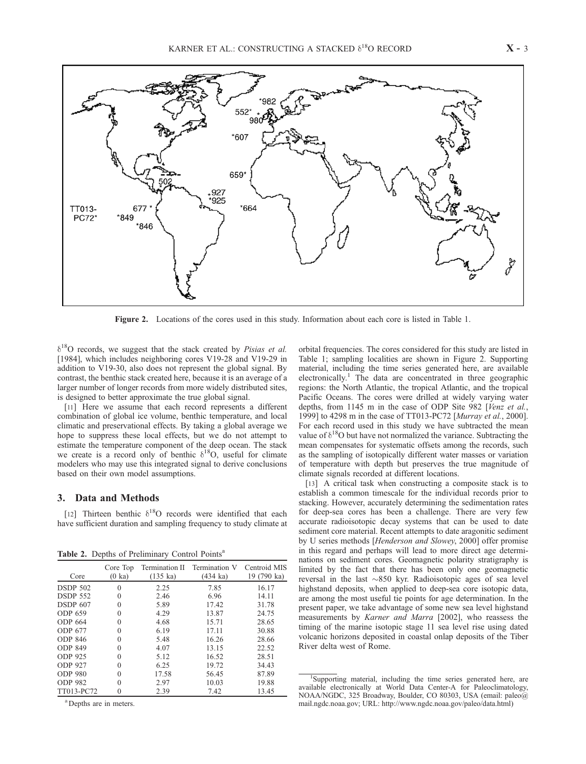Figure 2. Locations of the cores used in this study. Information about each core is listed in Table 1.

$\delta^{18}O$ records, we suggest that the stack created by *Pisias et al.* [1984], which includes neighboring cores V19-28 and V19-29 in addition to V19-30, also does not represent the global signal. By contrast, the benthic stack created here, because it is an average of a larger number of longer records from more widely distributed sites, is designed to better approximate the true global signal.

[11] Here we assume that each record represents a different combination of global ice volume, benthic temperature, and local climatic and preservational effects. By taking a global average we hope to suppress these local effects, but we do not attempt to estimate the temperature component of the deep ocean. The stack we create is a record only of benthic $\delta^{18}O$, useful for climate modelers who may use this integrated signal to derive conclusions based on their own model assumptions.

## 3. Data and Methods

[12] Thirteen benthic $\delta^{18}O$ records were identified that each have sufficient duration and sampling frequency to study climate at orbital frequencies. The cores considered for this study are listed in Table 1; sampling localities are shown in Figure 2. Supporting material, including the time series generated here, are available electronically.[1] The data are concentrated in three geographic regions: the North Atlantic, the tropical Atlantic, and the tropical Pacific Oceans. The cores were drilled at widely varying water depths, from 1145 m in the case of ODP Site 982 [*Venz et al.*, 1999] to 4298 m in the case of TT013-PC72 [*Murray et al.*, 2000]. For each record used in this study we have subtracted the mean value of $\delta^{18}O$ but have not normalized the variance. Subtracting the mean compensates for systematic offsets among the records, such as the sampling of isotopically different water masses or variation of temperature with depth but preserves the true magnitude of climate signals recorded at different locations.

**Table 2.** Depths of Preliminary Control Points[a]

| Core | Core Top (0 ka) | Termination II (135 ka) | Termination V (434 ka) | Centroid MIS 19 (790 ka) |
|---|---|---|---|---|
| DSDP 502 | 0 | 2.25 | 7.85 | 16.17 |
| DSDP 552 | 0 | 2.46 | 6.96 | 14.11 |
| DSDP 607 | 0 | 5.89 | 17.42 | 31.78 |
| ODP 659 | 0 | 4.29 | 13.87 | 24.75 |
| ODP 664 | 0 | 4.68 | 15.71 | 28.65 |
| ODP 677 | 0 | 6.19 | 17.11 | 30.88 |
| ODP 846 | 0 | 5.48 | 16.26 | 28.66 |
| ODP 849 | 0 | 4.07 | 13.15 | 22.52 |
| ODP 925 | 0 | 5.12 | 16.52 | 28.51 |
| ODP 927 | 0 | 6.25 | 19.72 | 34.43 |
| ODP 980 | 0 | 17.58 | 56.45 | 87.89 |
| ODP 982 | 0 | 2.97 | 10.03 | 19.88 |
| TT013-PC72 | 0 | 2.39 | 7.42 | 13.45 |

[a] Depths are in meters.

[13] A critical task when constructing a composite stack is to establish a common timescale for the individual records prior to stacking. However, accurately determining the sedimentation rates for deep-sea cores has been a challenge. There are very few accurate radioisotopic decay systems that can be used to date sediment core material. Recent attempts to date aragonitic sediment by U series methods [*Henderson and Slowey*, 2000] offer promise in this regard and perhaps will lead to more direct age determinations on sediment cores. Geomagnetic polarity stratigraphy is limited by the fact that there has been only one geomagnetic reversal in the last ~850 kyr. Radioisotopic ages of sea level highstand deposits, when applied to deep-sea core isotopic data, are among the most useful tie points for age determination. In the present paper, we take advantage of some new sea level highstand measurements by *Karner and Marra* [2002], who reassess the timing of the marine isotopic stage 11 sea level rise using dated volcanic horizons deposited in coastal onlap deposits of the Tiber River delta west of Rome.

[1] Supporting material, including the time series generated here, are available electronically at World Data Center-A for Paleoclimatology, NOAA/NGDC, 325 Broadway, Boulder, CO 80303, USA (email: paleo@mail.ngdc.noaa.gov; URL: http://www.ngdc.noaa.gov/paleo/data.html)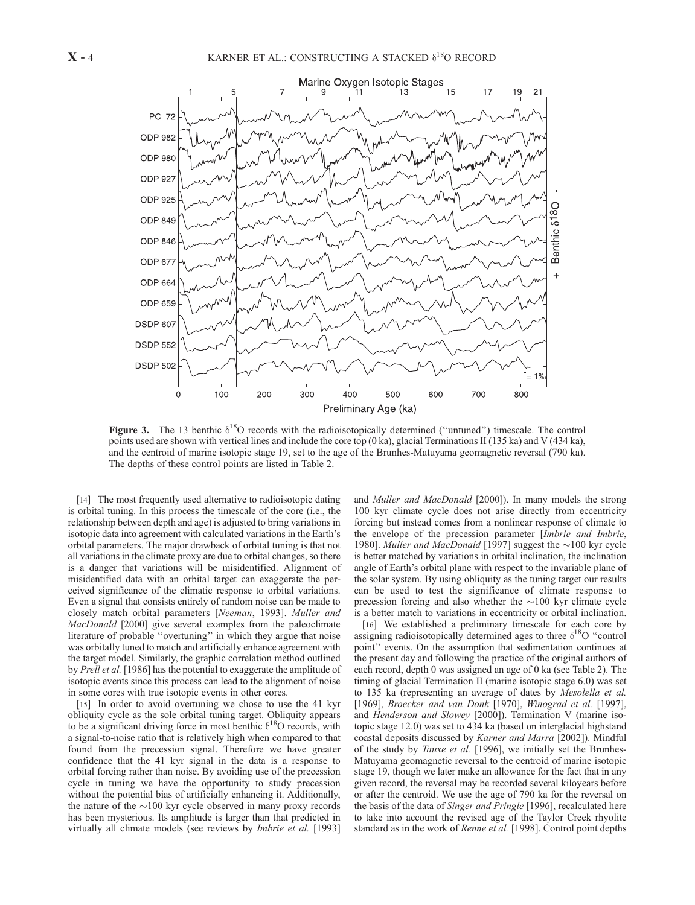**Figure 3.** The 13 benthic $\delta^{18}O$ records with the radioisotopically determined ("untuned") timescale. The control points used are shown with vertical lines and include the core top (0 ka), glacial Terminations II (135 ka) and V (434 ka), and the centroid of marine isotopic stage 19, set to the age of the Brunhes-Matuyama geomagnetic reversal (790 ka). The depths of these control points are listed in Table 2.

[14] The most frequently used alternative to radioisotopic dating is orbital tuning. In this process the timescale of the core (i.e., the relationship between depth and age) is adjusted to bring variations in isotopic data into agreement with calculated variations in the Earth's orbital parameters. The major drawback of orbital tuning is that not all variations in the climate proxy are due to orbital changes, so there is a danger that variations will be misidentified. Alignment of misidentified data with an orbital target can exaggerate the perceived significance of the climatic response to orbital variations. Even a signal that consists entirely of random noise can be made to closely match orbital parameters [*Neeman*, 1993]. *Muller and MacDonald* [2000] give several examples from the paleoclimate literature of probable "overtuning" in which they argue that noise was orbitally tuned to match and artificially enhance agreement with the target model. Similarly, the graphic correlation method outlined by *Prell et al.* [1986] has the potential to exaggerate the amplitude of isotopic events since this process can lead to the alignment of noise in some cores with true isotopic events in other cores.

[15] In order to avoid overtuning we chose to use the 41 kyr obliquity cycle as the sole orbital tuning target. Obliquity appears to be a significant driving force in most benthic $\delta^{18}O$ records, with a signal-to-noise ratio that is relatively high when compared to that found from the precession signal. Therefore we have greater confidence that the 41 kyr signal in the data is a response to orbital forcing rather than noise. By avoiding use of the precession cycle in tuning we have the opportunity to study precession without the potential bias of artificially enhancing it. Additionally, the nature of the ~100 kyr cycle observed in many proxy records has been mysterious. Its amplitude is larger than that predicted in virtually all climate models (see reviews by *Imbrie et al.* [1993] and *Muller and MacDonald* [2000]). In many models the strong 100 kyr climate cycle does not arise directly from eccentricity forcing but instead comes from a nonlinear response of climate to the envelope of the precession parameter [*Imbrie and Imbrie*, 1980]. *Muller and MacDonald* [1997] suggest the ~100 kyr cycle is better matched by variations in orbital inclination, the inclination angle of Earth's orbital plane with respect to the invariable plane of the solar system. By using obliquity as the tuning target our results can be used to test the significance of climate response to precession forcing and also whether the ~100 kyr climate cycle is a better match to variations in eccentricity or orbital inclination.

[16] We established a preliminary timescale for each core by assigning radioisotopically determined ages to three $\delta^{18}O$ "control point" events. On the assumption that sedimentation continues at the present day and following the practice of the original authors of each record, depth 0 was assigned an age of 0 ka (see Table 2). The timing of glacial Termination II (marine isotopic stage 6.0) was set to 135 ka (representing an average of dates by *Mesolella et al.* [1969], *Broecker and van Donk* [1970], *Winograd et al.* [1997], and *Henderson and Slowey* [2000]). Termination V (marine isotopic stage 12.0) was set to 434 ka (based on interglacial highstand coastal deposits discussed by *Karner and Marra* [2002]). Mindful of the study by *Tauxe et al.* [1996], we initially set the Brunhes-Matuyama geomagnetic reversal to the centroid of marine isotopic stage 19, though we later make an allowance for the fact that in any given record, the reversal may be recorded several kiloyears before or after the centroid. We use the age of 790 ka for the reversal on the basis of the data of *Singer and Pringle* [1996], recalculated here to take into account the revised age of the Taylor Creek rhyolite standard as in the work of *Renne et al.* [1998]. Control point depths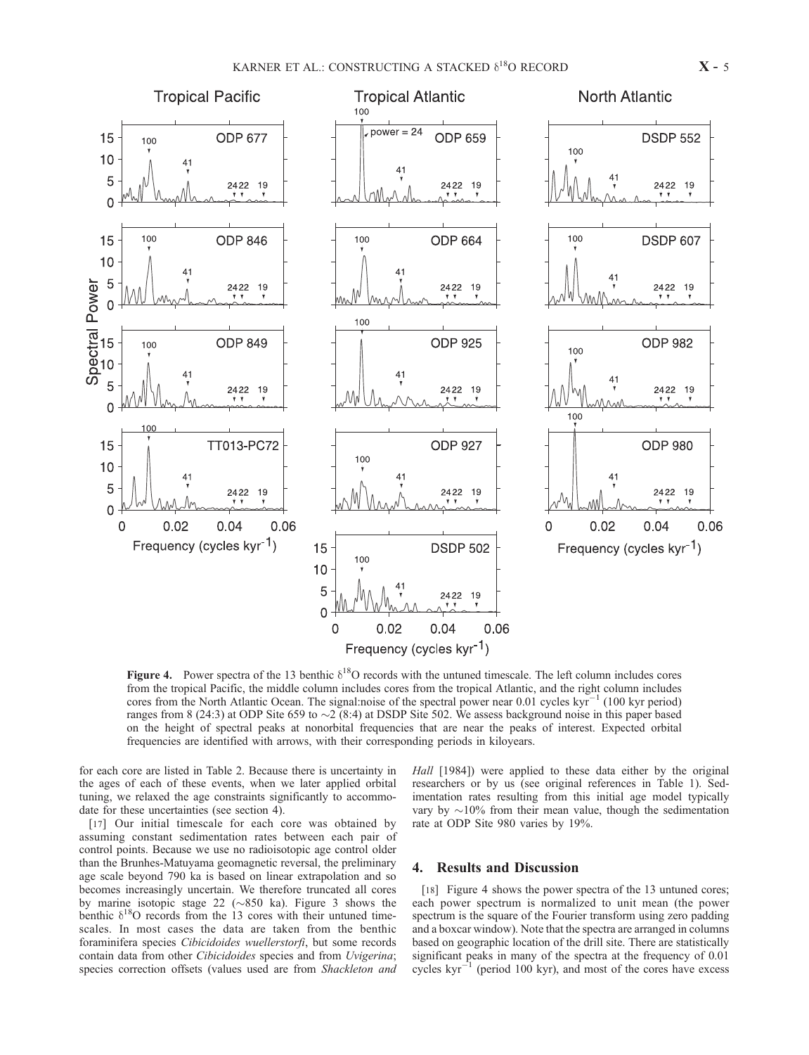**Figure 4.** Power spectra of the 13 benthic $\delta^{18}O$ records with the untuned timescale. The left column includes cores from the tropical Pacific, the middle column includes cores from the tropical Atlantic, and the right column includes cores from the North Atlantic Ocean. The signal:noise of the spectral power near 0.01 cycles $kyr^{-1}$ (100 kyr period) ranges from 8 (24:3) at ODP Site 659 to ~2 (8:4) at DSDP Site 502. We assess background noise in this paper based on the height of spectral peaks at nonorbital frequencies that are near the peaks of interest. Expected orbital frequencies are identified with arrows, with their corresponding periods in kiloyears.

for each core are listed in Table 2. Because there is uncertainty in the ages of each of these events, when we later applied orbital tuning, we relaxed the age constraints significantly to accommodate for these uncertainties (see section 4).

[17] Our initial timescale for each core was obtained by assuming constant sedimentation rates between each pair of control points. Because we use no radioisotopic age control older than the Brunhes-Matuyama geomagnetic reversal, the preliminary age scale beyond 790 ka is based on linear extrapolation and so becomes increasingly uncertain. We therefore truncated all cores by marine isotopic stage 22 (~850 ka). Figure 3 shows the benthic $\delta^{18}O$ records from the 13 cores with their untuned timescales. In most cases the data are taken from the benthic foraminifera species *Cibicidoides wuellerstorfi*, but some records contain data from other *Cibicidoides* species and from *Uvigerina*; species correction offsets (values used are from *Shackleton and Hall* [1984]) were applied to these data either by the original researchers or by us (see original references in Table 1). Sedimentation rates resulting from this initial age model typically vary by ~10% from their mean value, though the sedimentation rate at ODP Site 980 varies by 19%.

## 4. Results and Discussion

[18] Figure 4 shows the power spectra of the 13 untuned cores; each power spectrum is normalized to unit mean (the power spectrum is the square of the Fourier transform using zero padding and a boxcar window). Note that the spectra are arranged in columns based on geographic location of the drill site. There are statistically significant peaks in many of the spectra at the frequency of 0.01 cycles $kyr^{-1}$ (period 100 kyr), and most of the cores have excess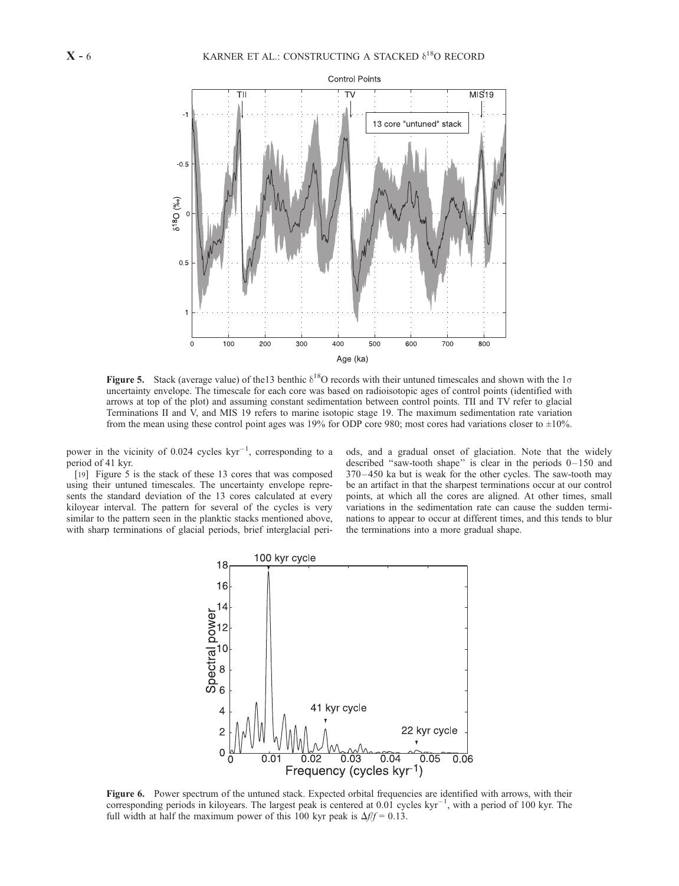**Figure 5.** Stack (average value) of the13 benthic $\delta^{18}O$ records with their untuned timescales and shown with the $1\sigma$ uncertainty envelope. The timescale for each core was based on radioisotopic ages of control points (identified with arrows at top of the plot) and assuming constant sedimentation between control points. TII and TV refer to glacial Terminations II and V, and MIS 19 refers to marine isotopic stage 19. The maximum sedimentation rate variation from the mean using these control point ages was 19% for ODP core 980; most cores had variations closer to ±10%.

power in the vicinity of 0.024 cycles $kyr^{-1}$, corresponding to a period of 41 kyr.

[19] Figure 5 is the stack of these 13 cores that was composed using their untuned timescales. The uncertainty envelope represents the standard deviation of the 13 cores calculated at every kiloyear interval. The pattern for several of the cycles is very similar to the pattern seen in the planktic stacks mentioned above, with sharp terminations of glacial periods, brief interglacial periods, and a gradual onset of glaciation. Note that the widely described "saw-tooth shape" is clear in the periods 0–150 and 370–450 ka but is weak for the other cycles. The saw-tooth may be an artifact in that the sharpest terminations occur at our control points, at which all the cores are aligned. At other times, small variations in the sedimentation rate can cause the sudden terminations to appear to occur at different times, and this tends to blur the terminations into a more gradual shape.

**Figure 6.** Power spectrum of the untuned stack. Expected orbital frequencies are identified with arrows, with their corresponding periods in kiloyears. The largest peak is centered at 0.01 cycles $kyr^{-1}$, with a period of 100 kyr. The full width at half the maximum power of this 100 kyr peak is $\Delta f/f = 0.13$.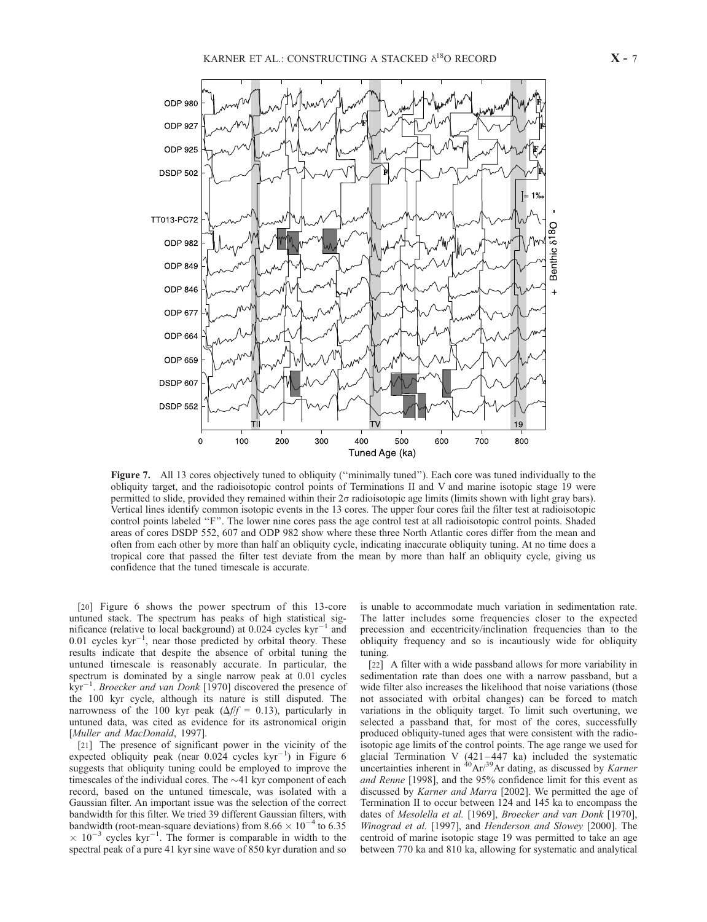**Figure 7.** All 13 cores objectively tuned to obliquity (''minimally tuned''). Each core was tuned individually to the obliquity target, and the radioisotopic control points of Terminations II and V and marine isotopic stage 19 were permitted to slide, provided they remained within their 2σ radioisotopic age limits (limits shown with light gray bars). Vertical lines identify common isotopic events in the 13 cores. The upper four cores fail the filter test at radioisotopic control points labeled ''F''. The lower nine cores pass the age control test at all radioisotopic control points. Shaded areas of cores DSDP 552, 607 and ODP 982 show where these three North Atlantic cores differ from the mean and often from each other by more than half an obliquity cycle, indicating inaccurate obliquity tuning. At no time does a tropical core that passed the filter test deviate from the mean by more than half an obliquity cycle, giving us confidence that the tuned timescale is accurate.

[20] Figure 6 shows the power spectrum of this 13-core untuned stack. The spectrum has peaks of high statistical significance (relative to local background) at 0.024 cycles $kyr^{-1}$ and 0.01 cycles $kyr^{-1}$, near those predicted by orbital theory. These results indicate that despite the absence of orbital tuning the untuned timescale is reasonably accurate. In particular, the spectrum is dominated by a single narrow peak at 0.01 cycles $kyr^{-1}$. *Broecker and van Donk* [1970] discovered the presence of the 100 kyr cycle, although its nature is still disputed. The narrowness of the 100 kyr peak ($\Delta f/f$ = 0.13), particularly in untuned data, was cited as evidence for its astronomical origin [*Muller and MacDonald*, 1997].

[21] The presence of significant power in the vicinity of the expected obliquity peak (near 0.024 cycles $kyr^{-1}$) in Figure 6 suggests that obliquity tuning could be employed to improve the timescales of the individual cores. The ~41 kyr component of each record, based on the untuned timescale, was isolated with a Gaussian filter. An important issue was the selection of the correct bandwidth for this filter. We tried 39 different Gaussian filters, with bandwidth (root-mean-square deviations) from $8.66 \times 10^{-4}$ to $6.35 \times 10^{-3}$ cycles $kyr^{-1}$. The former is comparable in width to the spectral peak of a pure 41 kyr sine wave of 850 kyr duration and so is unable to accommodate much variation in sedimentation rate. The latter includes some frequencies closer to the expected precession and eccentricity/inclination frequencies than to the obliquity frequency and so is incautiously wide for obliquity tuning.

[22] A filter with a wide passband allows for more variability in sedimentation rate than does one with a narrow passband, but a wide filter also increases the likelihood that noise variations (those not associated with orbital changes) can be forced to match variations in the obliquity target. To limit such overtuning, we selected a passband that, for most of the cores, successfully produced obliquity-tuned ages that were consistent with the radioisotopic age limits of the control points. The age range we used for glacial Termination V (421–447 ka) included the systematic uncertainties inherent in $^{40}Ar/^{39}Ar$ dating, as discussed by *Karner and Renne* [1998], and the 95% confidence limit for this event as discussed by *Karner and Marra* [2002]. We permitted the age of Termination II to occur between 124 and 145 ka to encompass the dates of *Mesolella et al.* [1969], *Broecker and van Donk* [1970], *Winograd et al.* [1997], and *Henderson and Slowey* [2000]. The centroid of marine isotopic stage 19 was permitted to take an age between 770 ka and 810 ka, allowing for systematic and analytical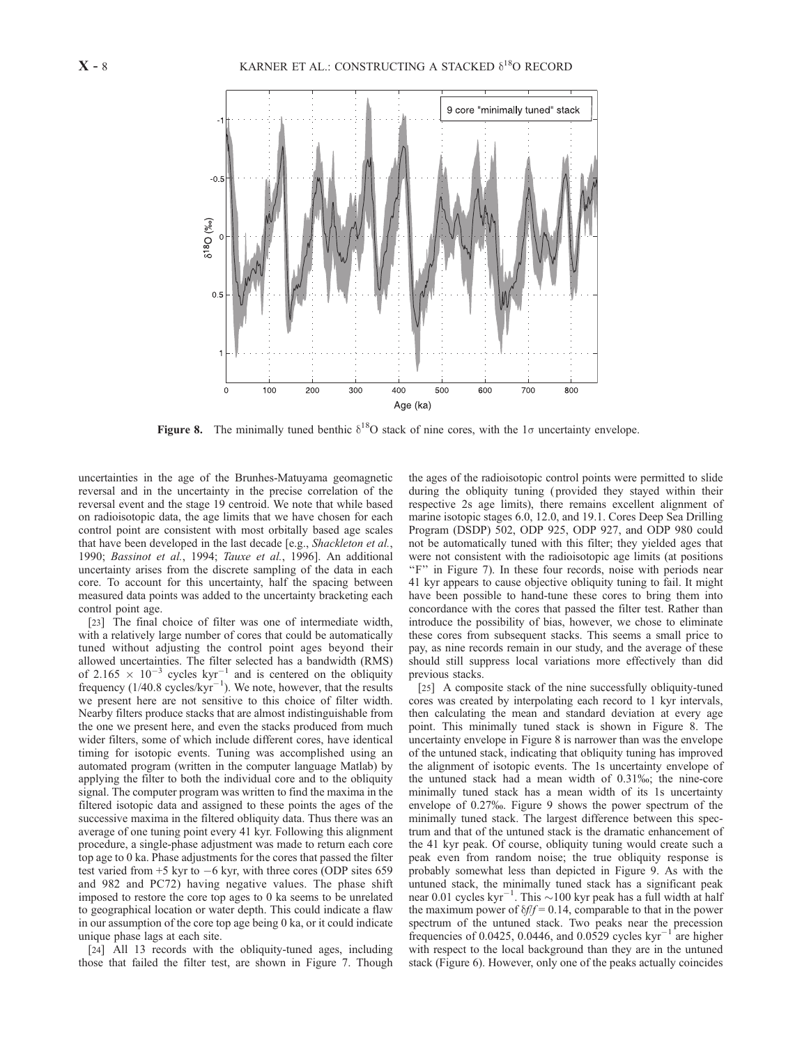**Figure 8.** The minimally tuned benthic $\delta^{18}$O stack of nine cores, with the $1\sigma$ uncertainty envelope.

uncertainties in the age of the Brunhes-Matuyama geomagnetic reversal and in the uncertainty in the precise correlation of the reversal event and the stage 19 centroid. We note that while based on radioisotopic data, the age limits that we have chosen for each control point are consistent with most orbitally based age scales that have been developed in the last decade [e.g., *Shackleton et al.*, 1990; *Bassinot et al.*, 1994; *Tauxe et al.*, 1996]. An additional uncertainty arises from the discrete sampling of the data in each core. To account for this uncertainty, half the spacing between measured data points was added to the uncertainty bracketing each control point age.

[23] The final choice of filter was one of intermediate width, with a relatively large number of cores that could be automatically tuned without adjusting the control point ages beyond their allowed uncertainties. The filter selected has a bandwidth (RMS) of $2.165 \times 10^{-3}$ cycles kyr$^{-1}$ and is centered on the obliquity frequency (1/40.8 cycles/kyr$^{-1}$). We note, however, that the results we present here are not sensitive to this choice of filter width. Nearby filters produce stacks that are almost indistinguishable from the one we present here, and even the stacks produced from much wider filters, some of which include different cores, have identical timing for isotopic events. Tuning was accomplished using an automated program (written in the computer language Matlab) by applying the filter to both the individual core and to the obliquity signal. The computer program was written to find the maxima in the filtered isotopic data and assigned to these points the ages of the successive maxima in the filtered obliquity data. Thus there was an average of one tuning point every 41 kyr. Following this alignment procedure, a single-phase adjustment was made to return each core top age to 0 ka. Phase adjustments for the cores that passed the filter test varied from +5 kyr to −6 kyr, with three cores (ODP sites 659 and 982 and PC72) having negative values. The phase shift imposed to restore the core top ages to 0 ka seems to be unrelated to geographical location or water depth. This could indicate a flaw in our assumption of the core top age being 0 ka, or it could indicate unique phase lags at each site.

[24] All 13 records with the obliquity-tuned ages, including those that failed the filter test, are shown in Figure 7. Though the ages of the radioisotopic control points were permitted to slide during the obliquity tuning (provided they stayed within their respective 2s age limits), there remains excellent alignment of marine isotopic stages 6.0, 12.0, and 19.1. Cores Deep Sea Drilling Program (DSDP) 502, ODP 925, ODP 927, and ODP 980 could not be automatically tuned with this filter; they yielded ages that were not consistent with the radioisotopic age limits (at positions "F" in Figure 7). In these four records, noise with periods near 41 kyr appears to cause objective obliquity tuning to fail. It might have been possible to hand-tune these cores to bring them into concordance with the cores that passed the filter test. Rather than introduce the possibility of bias, however, we chose to eliminate these cores from subsequent stacks. This seems a small price to pay, as nine records remain in our study, and the average of these should still suppress local variations more effectively than did previous stacks.

[25] A composite stack of the nine successfully obliquity-tuned cores was created by interpolating each record to 1 kyr intervals, then calculating the mean and standard deviation at every age point. This minimally tuned stack is shown in Figure 8. The uncertainty envelope in Figure 8 is narrower than was the envelope of the untuned stack, indicating that obliquity tuning has improved the alignment of isotopic events. The 1s uncertainty envelope of the untuned stack had a mean width of 0.31‰; the nine-core minimally tuned stack has a mean width of its 1s uncertainty envelope of 0.27‰. Figure 9 shows the power spectrum of the minimally tuned stack. The largest difference between this spectrum and that of the untuned stack is the dramatic enhancement of the 41 kyr peak. Of course, obliquity tuning would create such a peak even from random noise; the true obliquity response is probably somewhat less than depicted in Figure 9. As with the untuned stack, the minimally tuned stack has a significant peak near 0.01 cycles kyr$^{-1}$. This ~100 kyr peak has a full width at half the maximum power of $\delta f/f = 0.14$, comparable to that in the power spectrum of the untuned stack. Two peaks near the precession frequencies of 0.0425, 0.0446, and 0.0529 cycles kyr$^{-1}$ are higher with respect to the local background than they are in the untuned stack (Figure 6). However, only one of the peaks actually coincides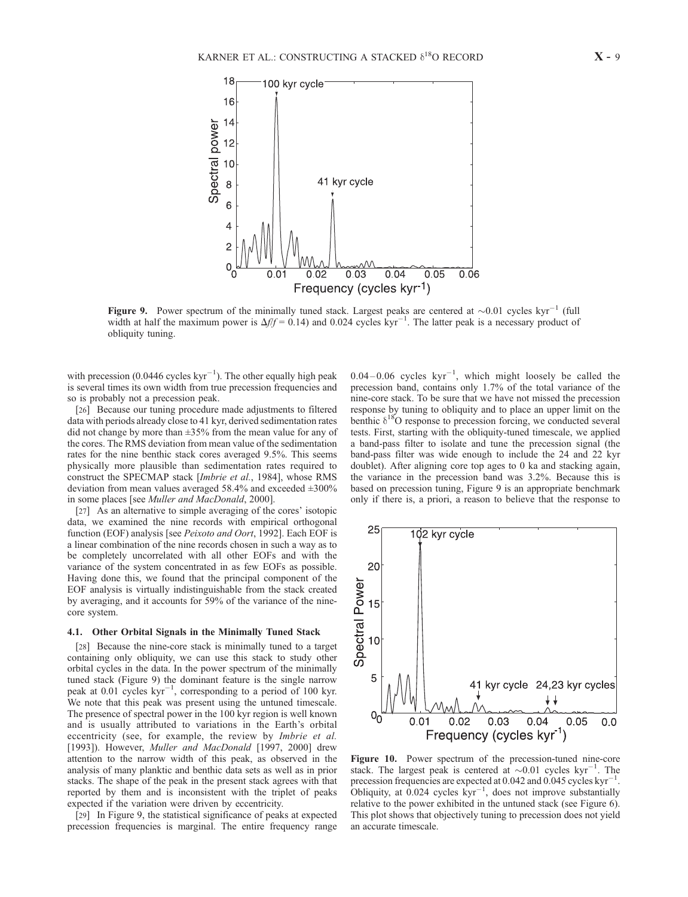**Figure 9.** Power spectrum of the minimally tuned stack. Largest peaks are centered at ~0.01 cycles kyr$^{-1}$ (full width at half the maximum power is $\Delta f/f = 0.14$) and 0.024 cycles kyr$^{-1}$. The latter peak is a necessary product of obliquity tuning.

with precession (0.0446 cycles kyr$^{-1}$). The other equally high peak is several times its own width from true precession frequencies and so is probably not a precession peak.

[26] Because our tuning procedure made adjustments to filtered data with periods already close to 41 kyr, derived sedimentation rates did not change by more than ±35% from the mean value for any of the cores. The RMS deviation from mean value of the sedimentation rates for the nine benthic stack cores averaged 9.5%. This seems physically more plausible than sedimentation rates required to construct the SPECMAP stack [*Imbrie et al.*, 1984], whose RMS deviation from mean values averaged 58.4% and exceeded ±300% in some places [see *Muller and MacDonald*, 2000].

[27] As an alternative to simple averaging of the cores' isotopic data, we examined the nine records with empirical orthogonal function (EOF) analysis [see *Peixoto and Oort*, 1992]. Each EOF is a linear combination of the nine records chosen in such a way as to be completely uncorrelated with all other EOFs and with the variance of the system concentrated in as few EOFs as possible. Having done this, we found that the principal component of the EOF analysis is virtually indistinguishable from the stack created by averaging, and it accounts for 59% of the variance of the nine-core system.

### 4.1. Other Orbital Signals in the Minimally Tuned Stack

[28] Because the nine-core stack is minimally tuned to a target containing only obliquity, we can use this stack to study other orbital cycles in the data. In the power spectrum of the minimally tuned stack (Figure 9) the dominant feature is the single narrow peak at 0.01 cycles kyr$^{-1}$, corresponding to a period of 100 kyr. We note that this peak was present using the untuned timescale. The presence of spectral power in the 100 kyr region is well known and is usually attributed to variations in the Earth's orbital eccentricity (see, for example, the review by *Imbrie et al.* [1993]). However, *Muller and MacDonald* [1997, 2000] drew attention to the narrow width of this peak, as observed in the analysis of many planktic and benthic data sets as well as in prior stacks. The shape of the peak in the present stack agrees with that reported by them and is inconsistent with the triplet of peaks expected if the variation were driven by eccentricity.

[29] In Figure 9, the statistical significance of peaks at expected precession frequencies is marginal. The entire frequency range 0.04–0.06 cycles kyr$^{-1}$, which might loosely be called the precession band, contains only 1.7% of the total variance of the nine-core stack. To be sure that we have not missed the precession response by tuning to obliquity and to place an upper limit on the benthic $\delta^{18}O$ response to precession forcing, we conducted several tests. First, starting with the obliquity-tuned timescale, we applied a band-pass filter to isolate and tune the precession signal (the band-pass filter was wide enough to include the 24 and 22 kyr doublet). After aligning core top ages to 0 ka and stacking again, the variance in the precession band was 3.2%. Because this is based on precession tuning, Figure 9 is an appropriate benchmark only if there is, a priori, a reason to believe that the response to

**Figure 10.** Power spectrum of the precession-tuned nine-core stack. The largest peak is centered at ~0.01 cycles kyr$^{-1}$. The precession frequencies are expected at 0.042 and 0.045 cycles kyr$^{-1}$. Obliquity, at 0.024 cycles kyr$^{-1}$, does not improve substantially relative to the power exhibited in the untuned stack (see Figure 6). This plot shows that objectively tuning to precession does not yield an accurate timescale.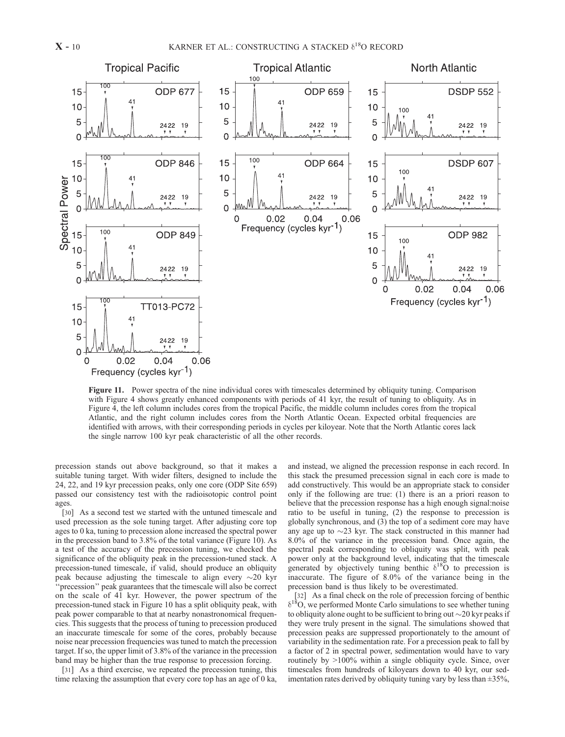**Figure 11.** Power spectra of the nine individual cores with timescales determined by obliquity tuning. Comparison with Figure 4 shows greatly enhanced components with periods of 41 kyr, the result of tuning to obliquity. As in Figure 4, the left column includes cores from the tropical Pacific, the middle column includes cores from the tropical Atlantic, and the right column includes cores from the North Atlantic Ocean. Expected orbital frequencies are identified with arrows, with their corresponding periods in cycles per kiloyear. Note that the North Atlantic cores lack the single narrow 100 kyr peak characteristic of all the other records.

precession stands out above background, so that it makes a suitable tuning target. With wider filters, designed to include the 24, 22, and 19 kyr precession peaks, only one core (ODP Site 659) passed our consistency test with the radioisotopic control point ages.

[30] As a second test we started with the untuned timescale and used precession as the sole tuning target. After adjusting core top ages to 0 ka, tuning to precession alone increased the spectral power in the precession band to 3.8% of the total variance (Figure 10). As a test of the accuracy of the precession tuning, we checked the significance of the obliquity peak in the precession-tuned stack. A precession-tuned timescale, if valid, should produce an obliquity peak because adjusting the timescale to align every ∼20 kyr "precession" peak guarantees that the timescale will also be correct on the scale of 41 kyr. However, the power spectrum of the precession-tuned stack in Figure 10 has a split obliquity peak, with peak power comparable to that at nearby nonastronomical frequencies. This suggests that the process of tuning to precession produced an inaccurate timescale for some of the cores, probably because noise near precession frequencies was tuned to match the precession target. If so, the upper limit of 3.8% of the variance in the precession band may be higher than the true response to precession forcing.

[31] As a third exercise, we repeated the precession tuning, this time relaxing the assumption that every core top has an age of 0 ka, and instead, we aligned the precession response in each record. In this stack the presumed precession signal in each core is made to add constructively. This would be an appropriate stack to consider only if the following are true: (1) there is an a priori reason to believe that the precession response has a high enough signal:noise ratio to be useful in tuning, (2) the response to precession is globally synchronous, and (3) the top of a sediment core may have any age up to ∼23 kyr. The stack constructed in this manner had 8.0% of the variance in the precession band. Once again, the spectral peak corresponding to obliquity was split, with peak power only at the background level, indicating that the timescale generated by objectively tuning benthic $\delta^{18}O$ to precession is inaccurate. The figure of 8.0% of the variance being in the precession band is thus likely to be overestimated.

[32] As a final check on the role of precession forcing of benthic $\delta^{18}O$, we performed Monte Carlo simulations to see whether tuning to obliquity alone ought to be sufficient to bring out ∼20 kyr peaks if they were truly present in the signal. The simulations showed that precession peaks are suppressed proportionately to the amount of variability in the sedimentation rate. For a precession peak to fall by a factor of 2 in spectral power, sedimentation would have to vary routinely by >100% within a single obliquity cycle. Since, over timescales from hundreds of kiloyears down to 40 kyr, our sedimentation rates derived by obliquity tuning vary by less than ±35%,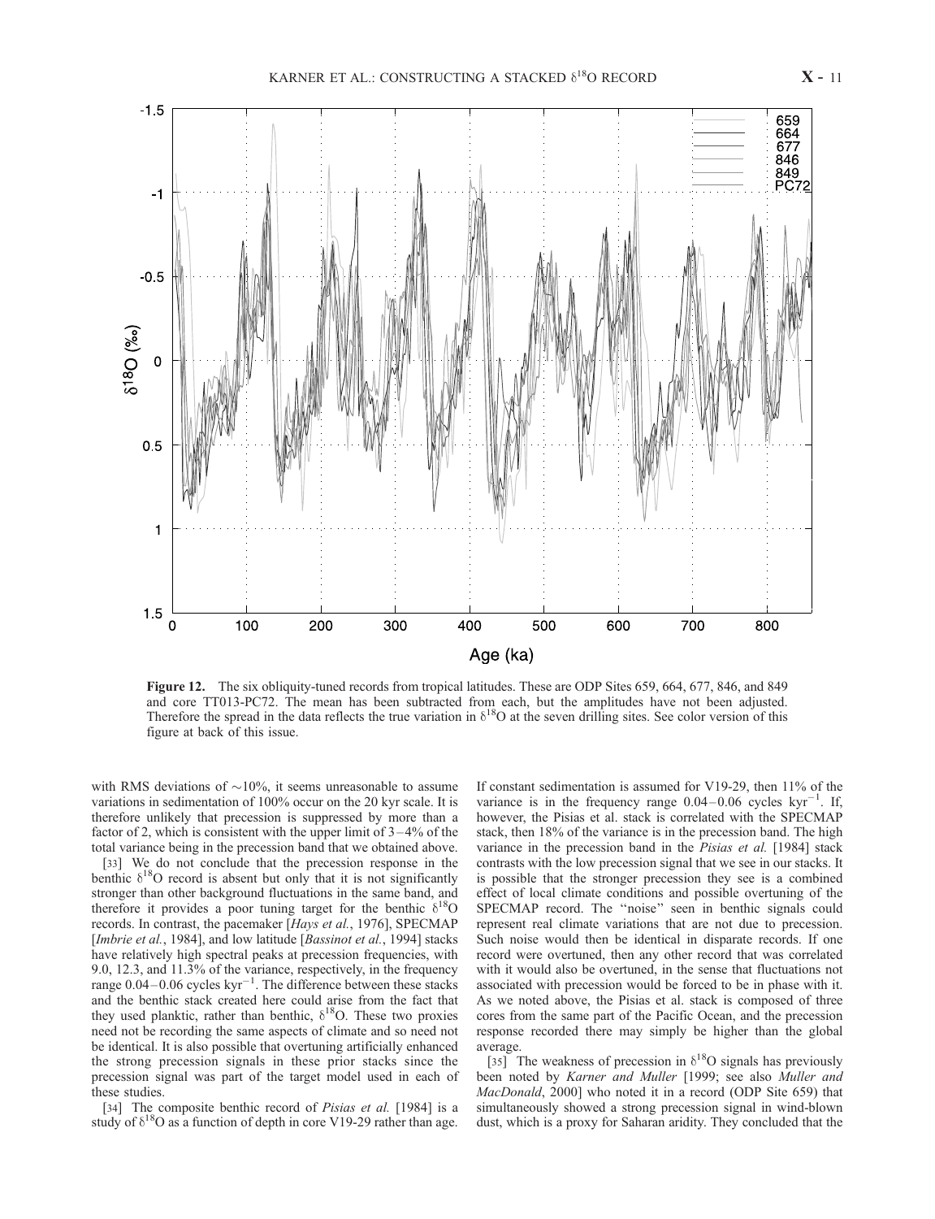**Figure 12.** The six obliquity-tuned records from tropical latitudes. These are ODP Sites 659, 664, 677, 846, and 849 and core TT013-PC72. The mean has been subtracted from each, but the amplitudes have not been adjusted. Therefore the spread in the data reflects the true variation in $\delta^{18}$O at the seven drilling sites. See color version of this figure at back of this issue.

with RMS deviations of ~10%, it seems unreasonable to assume variations in sedimentation of 100% occur on the 20 kyr scale. It is therefore unlikely that precession is suppressed by more than a factor of 2, which is consistent with the upper limit of 3–4% of the total variance being in the precession band that we obtained above.

[33] We do not conclude that the precession response in the benthic $\delta^{18}$O record is absent but only that it is not significantly stronger than other background fluctuations in the same band, and therefore it provides a poor tuning target for the benthic $\delta^{18}$O records. In contrast, the pacemaker [*Hays et al.*, 1976], SPECMAP [*Imbrie et al.*, 1984], and low latitude [*Bassinot et al.*, 1994] stacks have relatively high spectral peaks at precession frequencies, with 9.0, 12.3, and 11.3% of the variance, respectively, in the frequency range 0.04–0.06 cycles kyr$^{-1}$. The difference between these stacks and the benthic stack created here could arise from the fact that they used planktic, rather than benthic, $\delta^{18}$O. These two proxies need not be recording the same aspects of climate and so need not be identical. It is also possible that overtuning artificially enhanced the strong precession signals in these prior stacks since the precession signal was part of the target model used in each of these studies.

[34] The composite benthic record of *Pisias et al.* [1984] is a study of $\delta^{18}$O as a function of depth in core V19-29 rather than age. If constant sedimentation is assumed for V19-29, then 11% of the variance is in the frequency range 0.04–0.06 cycles kyr$^{-1}$. If, however, the Pisias et al. stack is correlated with the SPECMAP stack, then 18% of the variance is in the precession band. The high variance in the precession band in the *Pisias et al.* [1984] stack contrasts with the low precession signal that we see in our stacks. It is possible that the stronger precession they see is a combined effect of local climate conditions and possible overtuning of the SPECMAP record. The "noise" seen in benthic signals could represent real climate variations that are not due to precession. Such noise would then be identical in disparate records. If one record were overtuned, then any other record that was correlated with it would also be overtuned, in the sense that fluctuations not associated with precession would be forced to be in phase with it. As we noted above, the Pisias et al. stack is composed of three cores from the same part of the Pacific Ocean, and the precession response recorded there may simply be higher than the global average.

[35] The weakness of precession in $\delta^{18}$O signals has previously been noted by *Karner and Muller* [1999; see also *Muller and MacDonald*, 2000] who noted it in a record (ODP Site 659) that simultaneously showed a strong precession signal in wind-blown dust, which is a proxy for Saharan aridity. They concluded that the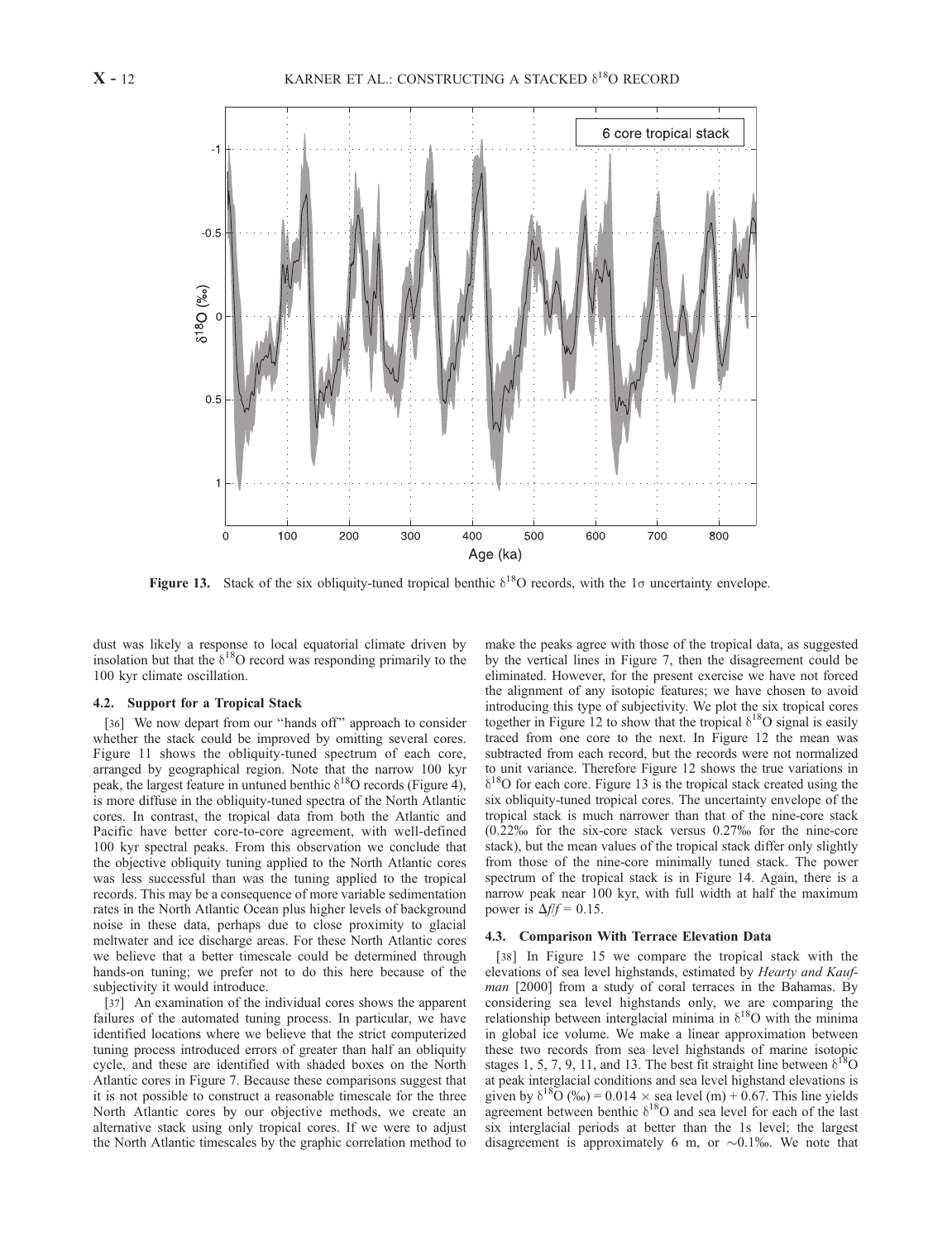**Figure 13.** Stack of the six obliquity-tuned tropical benthic $\delta^{18}O$ records, with the $1\sigma$ uncertainty envelope.

dust was likely a response to local equatorial climate driven by insolation but that the $\delta^{18}O$ record was responding primarily to the 100 kyr climate oscillation.

### 4.2. Support for a Tropical Stack

[36] We now depart from our "hands off" approach to consider whether the stack could be improved by omitting several cores. Figure 11 shows the obliquity-tuned spectrum of each core, arranged by geographical region. Note that the narrow 100 kyr peak, the largest feature in untuned benthic $\delta^{18}O$ records (Figure 4), is more diffuse in the obliquity-tuned spectra of the North Atlantic cores. In contrast, the tropical data from both the Atlantic and Pacific have better core-to-core agreement, with well-defined 100 kyr spectral peaks. From this observation we conclude that the objective obliquity tuning applied to the North Atlantic cores was less successful than was the tuning applied to the tropical records. This may be a consequence of more variable sedimentation rates in the North Atlantic Ocean plus higher levels of background noise in these data, perhaps due to close proximity to glacial meltwater and ice discharge areas. For these North Atlantic cores we believe that a better timescale could be determined through hands-on tuning; we prefer not to do this here because of the subjectivity it would introduce.

[37] An examination of the individual cores shows the apparent failures of the automated tuning process. In particular, we have identified locations where we believe that the strict computerized tuning process introduced errors of greater than half an obliquity cycle, and these are identified with shaded boxes on the North Atlantic cores in Figure 7. Because these comparisons suggest that it is not possible to construct a reasonable timescale for the three North Atlantic cores by our objective methods, we create an alternative stack using only tropical cores. If we were to adjust the North Atlantic timescales by the graphic correlation method to make the peaks agree with those of the tropical data, as suggested by the vertical lines in Figure 7, then the disagreement could be eliminated. However, for the present exercise we have not forced the alignment of any isotopic features; we have chosen to avoid introducing this type of subjectivity. We plot the six tropical cores together in Figure 12 to show that the tropical $\delta^{18}O$ signal is easily traced from one core to the next. In Figure 12 the mean was subtracted from each record, but the records were not normalized to unit variance. Therefore Figure 12 shows the true variations in $\delta^{18}O$ for each core. Figure 13 is the tropical stack created using the six obliquity-tuned tropical cores. The uncertainty envelope of the tropical stack is much narrower than that of the nine-core stack (0.22‰ for the six-core stack versus 0.27‰ for the nine-core stack), but the mean values of the tropical stack differ only slightly from those of the nine-core minimally tuned stack. The power spectrum of the tropical stack is in Figure 14. Again, there is a narrow peak near 100 kyr, with full width at half the maximum power is $\Delta f/f = 0.15$.

### 4.3. Comparison With Terrace Elevation Data

[38] In Figure 15 we compare the tropical stack with the elevations of sea level highstands, estimated by *Hearty and Kaufman* [2000] from a study of coral terraces in the Bahamas. By considering sea level highstands only, we are comparing the relationship between interglacial minima in $\delta^{18}O$ with the minima in global ice volume. We make a linear approximation between these two records from sea level highstands of marine isotopic stages 1, 5, 7, 9, 11, and 13. The best fit straight line between $\delta^{18}O$ at peak interglacial conditions and sea level highstand elevations is given by $\delta^{18}O$ (‰) = 0.014 × sea level (m) + 0.67. This line yields agreement between benthic $\delta^{18}O$ and sea level for each of the last six interglacial periods at better than the 1s level; the largest disagreement is approximately 6 m, or ~0.1‰. We note that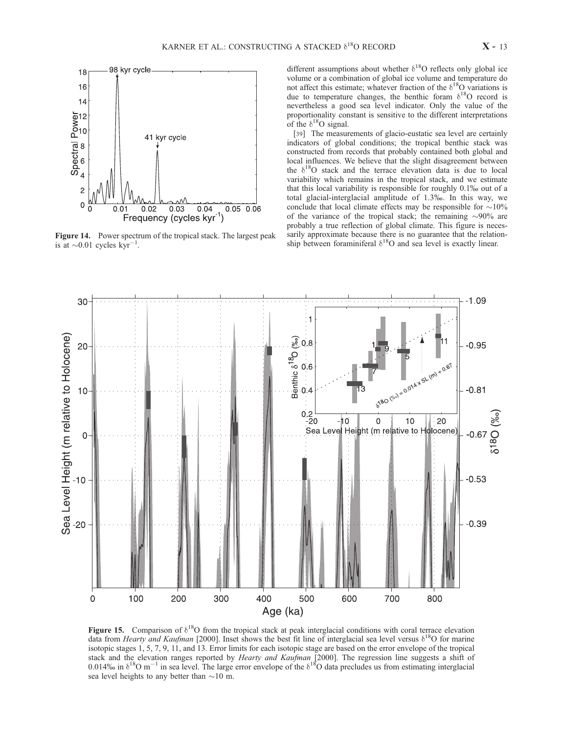Figure 14. Power spectrum of the tropical stack. The largest peak is at ~0.01 cycles $kyr^{-1}$.

different assumptions about whether $\delta^{18}O$ reflects only global ice volume or a combination of global ice volume and temperature do not affect this estimate; whatever fraction of the $\delta^{18}O$ variations is due to temperature changes, the benthic foram $\delta^{18}O$ record is nevertheless a good sea level indicator. Only the value of the proportionality constant is sensitive to the different interpretations of the $\delta^{18}O$ signal.

[39] The measurements of glacio-eustatic sea level are certainly indicators of global conditions; the tropical benthic stack was constructed from records that probably contained both global and local influences. We believe that the slight disagreement between the $\delta^{18}O$ stack and the terrace elevation data is due to local variability which remains in the tropical stack, and we estimate that this local variability is responsible for roughly 0.1‰ out of a total glacial-interglacial amplitude of 1.3‰. In this way, we conclude that local climate effects may be responsible for ~10% of the variance of the tropical stack; the remaining ~90% are probably a true reflection of global climate. This figure is necessarily approximate because there is no guarantee that the relationship between foraminiferal $\delta^{18}O$ and sea level is exactly linear.

Figure 15. Comparison of $\delta^{18}O$ from the tropical stack at peak interglacial conditions with coral terrace elevation data from *Hearty and Kaufman* [2000]. Inset shows the best fit line of interglacial sea level versus $\delta^{18}O$ for marine isotopic stages 1, 5, 7, 9, 11, and 13. Error limits for each isotopic stage are based on the error envelope of the tropical stack and the elevation ranges reported by *Hearty and Kaufman* [2000]. The regression line suggests a shift of 0.014‰ in $\delta^{18}O$ $m^{-1}$ in sea level. The large error envelope of the $\delta^{18}O$ data precludes us from estimating interglacial sea level heights to any better than ~10 m.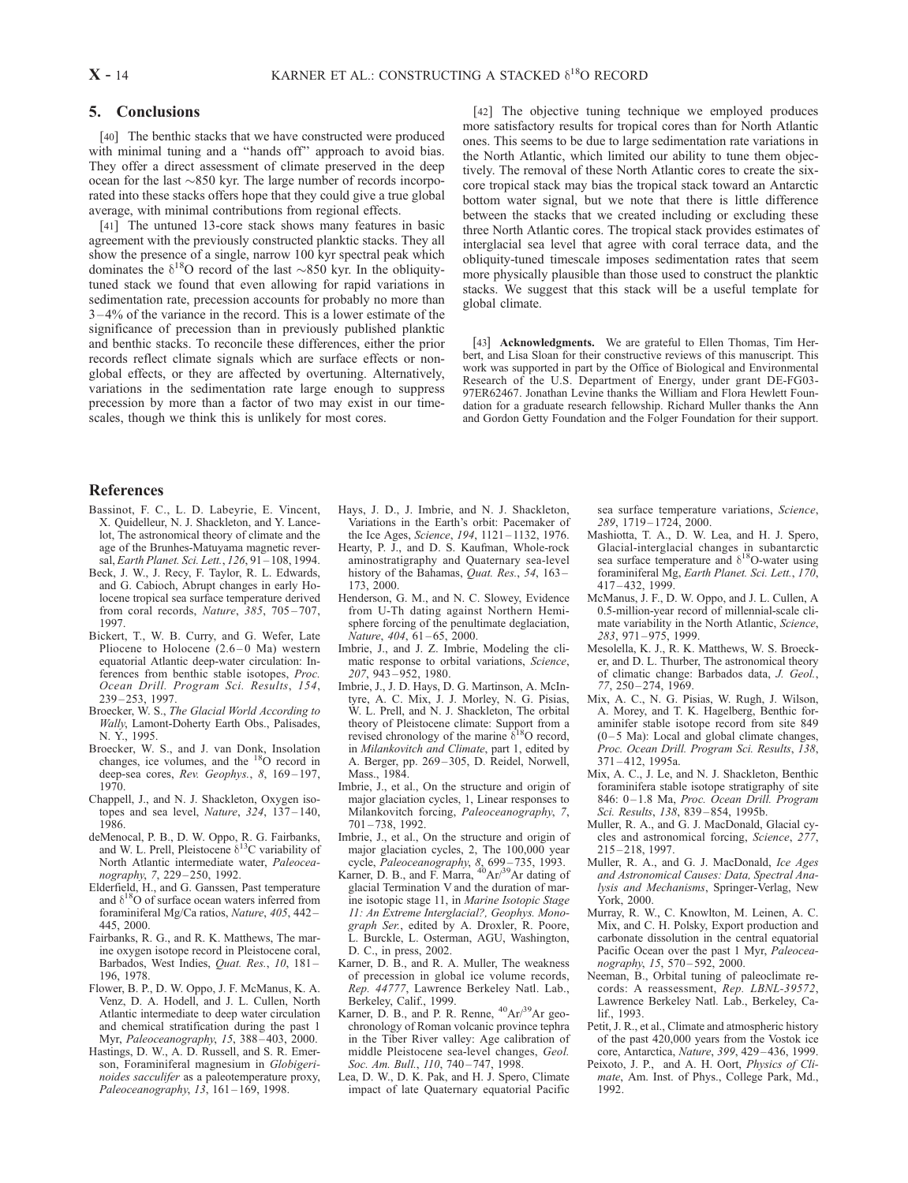## 5. Conclusions

[40] The benthic stacks that we have constructed were produced with minimal tuning and a "hands off" approach to avoid bias. They offer a direct assessment of climate preserved in the deep ocean for the last ~850 kyr. The large number of records incorporated into these stacks offers hope that they could give a true global average, with minimal contributions from regional effects.

[41] The untuned 13-core stack shows many features in basic agreement with the previously constructed planktic stacks. They all show the presence of a single, narrow 100 kyr spectral peak which dominates the $\delta^{18}$O record of the last ~850 kyr. In the obliquity-tuned stack we found that even allowing for rapid variations in sedimentation rate, precession accounts for probably no more than 3–4% of the variance in the record. This is a lower estimate of the significance of precession than in previously published planktic and benthic stacks. To reconcile these differences, either the prior records reflect climate signals which are surface effects or non-global effects, or they are affected by overturning. Alternatively, variations in the sedimentation rate large enough to suppress precession by more than a factor of two may exist in our timescales, though we think this is unlikely for most cores.

[42] The objective tuning technique we employed produces more satisfactory results for tropical cores than for North Atlantic ones. This seems to be due to large sedimentation rate variations in the North Atlantic, which limited our ability to tune them objectively. The removal of these North Atlantic cores to create the six-core tropical stack may bias the tropical stack toward an Antarctic bottom water signal, but we note that there is little difference between the stacks that we created including or excluding these three North Atlantic cores. The tropical stack provides estimates of interglacial sea level that agree with coral terrace data, and the obliquity-tuned timescale imposes sedimentation rates that seem more physically plausible than those used to construct the planktic stacks. We suggest that this stack will be a useful template for global climate.

[43] **Acknowledgments.** We are grateful to Ellen Thomas, Tim Herbert, and Lisa Sloan for their constructive reviews of this manuscript. This work was supported in part by the Office of Biological and Environmental Research of the U.S. Department of Energy, under grant DE-FG03-97ER62467. Jonathan Levine thanks the William and Flora Hewlett Foundation for a graduate research fellowship. Richard Muller thanks the Ann and Gordon Getty Foundation and the Folger Foundation for their support.

## References

Bassinot, F. C., L. D. Labeyrie, E. Vincent, X. Quidelleur, N. J. Shackleton, and Y. Lancelot, The astronomical theory of climate and the age of the Brunhes-Matuyama magnetic reversal, *Earth Planet. Sci. Lett.*, *126*, 91–108, 1994.

Beck, J. W., J. Recy, F. Taylor, R. L. Edwards, and G. Cabioch, Abrupt changes in early Holocene tropical sea surface temperature derived from coral records, *Nature*, *385*, 705–707, 1997.

Bickert, T., W. B. Curry, and G. Wefer, Late Pliocene to Holocene (2.6–0 Ma) western equatorial Atlantic deep-water circulation: Inferences from benthic stable isotopes, *Proc. Ocean Drill. Program Sci. Results*, *154*, 239–253, 1997.

Broecker, W. S., *The Glacial World According to Wally*, Lamont-Doherty Earth Obs., Palisades, N. Y., 1995.

Broecker, W. S., and J. van Donk, Insolation changes, ice volumes, and the $^{18}$O record in deep-sea cores, *Rev. Geophys.*, *8*, 169–197, 1970.

Chappell, J., and N. J. Shackleton, Oxygen isotopes and sea level, *Nature*, *324*, 137–140, 1986.

deMenocal, P. B., D. W. Oppo, R. G. Fairbanks, and W. L. Prell, Pleistocene $\delta^{13}$C variability of North Atlantic intermediate water, *Paleoceanography*, *7*, 229–250, 1992.

Elderfield, H., and G. Ganssen, Past temperature and $\delta^{18}$O of surface ocean waters inferred from foraminiferal Mg/Ca ratios, *Nature*, *405*, 442–445, 2000.

Fairbanks, R. G., and R. K. Matthews, The marine oxygen isotope record in Pleistocene coral, Barbados, West Indies, *Quat. Res.*, *10*, 181–196, 1978.

Flower, B. P., D. W. Oppo, J. F. McManus, K. A. Venz, D. A. Hodell, and J. L. Cullen, North Atlantic intermediate to deep water circulation and chemical stratification during the past 1 Myr, *Paleoceanography*, *15*, 388–403, 2000.

Hastings, D. W., A. D. Russell, and S. R. Emerson, Foraminiferal magnesium in *Globigerinoides sacculifer* as a paleotemperature proxy, *Paleoceanography*, *13*, 161–169, 1998.

Hays, J. D., J. Imbrie, and N. J. Shackleton, Variations in the Earth's orbit: Pacemaker of the Ice Ages, *Science*, *194*, 1121–1132, 1976.

Hearty, P. J., and D. S. Kaufman, Whole-rock aminostratigraphy and Quaternary sea-level history of the Bahamas, *Quat. Res.*, *54*, 163–173, 2000.

Henderson, G. M., and N. C. Slowey, Evidence from U-Th dating against Northern Hemisphere forcing of the penultimate deglaciation, *Nature*, *404*, 61–65, 2000.

Imbrie, J., and J. Z. Imbrie, Modeling the climatic response to orbital variations, *Science*, *207*, 943–952, 1980.

Imbrie, J., J. D. Hays, D. G. Martinson, A. McIntyre, A. C. Mix, J. J. Morley, N. G. Pisias, W. L. Prell, and N. J. Shackleton, The orbital theory of Pleistocene climate: Support from a revised chronology of the marine $\delta^{18}$O record, in *Milankovitch and Climate*, part 1, edited by A. Berger, pp. 269–305, D. Reidel, Norwell, Mass., 1984.

Imbrie, J., et al., On the structure and origin of major glaciation cycles, 1, Linear responses to Milankovitch forcing, *Paleoceanography*, *7*, 701–738, 1992.

Imbrie, J., et al., On the structure and origin of major glaciation cycles, 2, The 100,000 year cycle, *Paleoceanography*, *8*, 699–735, 1993.

Karner, D. B., and F. Marra, $^{40}$Ar/$^{39}$Ar dating of glacial Termination V and the duration of marine isotopic stage 11, in *Marine Isotopic Stage 11: An Extreme Interglacial?, Geophys. Monograph Ser.*, edited by A. Droxler, R. Poore, L. Burckle, L. Osterman, AGU, Washington, D. C., in press, 2002.

Karner, D. B., and R. A. Muller, The weakness of precession in global ice volume records, *Rep. 44777*, Lawrence Berkeley Natl. Lab., Berkeley, Calif., 1999.

Karner, D. B., and P. R. Renne, $^{40}$Ar/$^{39}$Ar geochronology of Roman volcanic province tephra in the Tiber River valley: Age calibration of middle Pleistocene sea-level changes, *Geol. Soc. Am. Bull.*, *110*, 740–747, 1998.

Lea, D. W., D. K. Pak, and H. J. Spero, Climate impact of late Quaternary equatorial Pacific sea surface temperature variations, *Science*, *289*, 1719–1724, 2000.

Mashiotta, T. A., D. W. Lea, and H. J. Spero, Glacial-interglacial changes in subantarctic sea surface temperature and $\delta^{18}$O-water using foraminiferal Mg, *Earth Planet. Sci. Lett.*, *170*, 417–432, 1999.

McManus, J. F., D. W. Oppo, and J. L. Cullen, A 0.5-million-year record of millennial-scale climate variability in the North Atlantic, *Science*, *283*, 971–975, 1999.

Mesolella, K. J., R. K. Matthews, W. S. Broecker, and D. L. Thurber, The astronomical theory of climatic change: Barbados data, *J. Geol.*, *77*, 250–274, 1969.

Mix, A. C., N. G. Pisias, W. Rugh, J. Wilson, A. Morey, and T. K. Hagelberg, Benthic foraminifer stable isotope record from site 849 (0–5 Ma): Local and global climate changes, *Proc. Ocean Drill. Program Sci. Results*, *138*, 371–412, 1995a.

Mix, A. C., J. Le, and N. J. Shackleton, Benthic foraminifera stable isotope stratigraphy of site 846: 0–1.8 Ma, *Proc. Ocean Drill. Program Sci. Results*, *138*, 839–854, 1995b.

Muller, R. A., and G. J. MacDonald, Glacial cycles and astronomical forcing, *Science*, *277*, 215–218, 1997.

Muller, R. A., and G. J. MacDonald, *Ice Ages and Astronomical Causes: Data, Spectral Analysis and Mechanisms*, Springer-Verlag, New York, 2000.

Murray, R. W., C. Knowlton, M. Leinen, A. C. Mix, and C. H. Polsky, Export production and carbonate dissolution in the central equatorial Pacific Ocean over the past 1 Myr, *Paleoceanography*, *15*, 570–592, 2000.

Neeman, B., Orbital tuning of paleoclimate records: A reassessment, *Rep. LBNL-39572*, Lawrence Berkeley Natl. Lab., Berkeley, Calif., 1993.

Petit, J. R., et al., Climate and atmospheric history of the past 420,000 years from the Vostok ice core, Antarctica, *Nature*, *399*, 429–436, 1999.

Peixoto, J. P., and A. H. Oort, *Physics of Climate*, Am. Inst. of Phys., College Park, Md., 1992.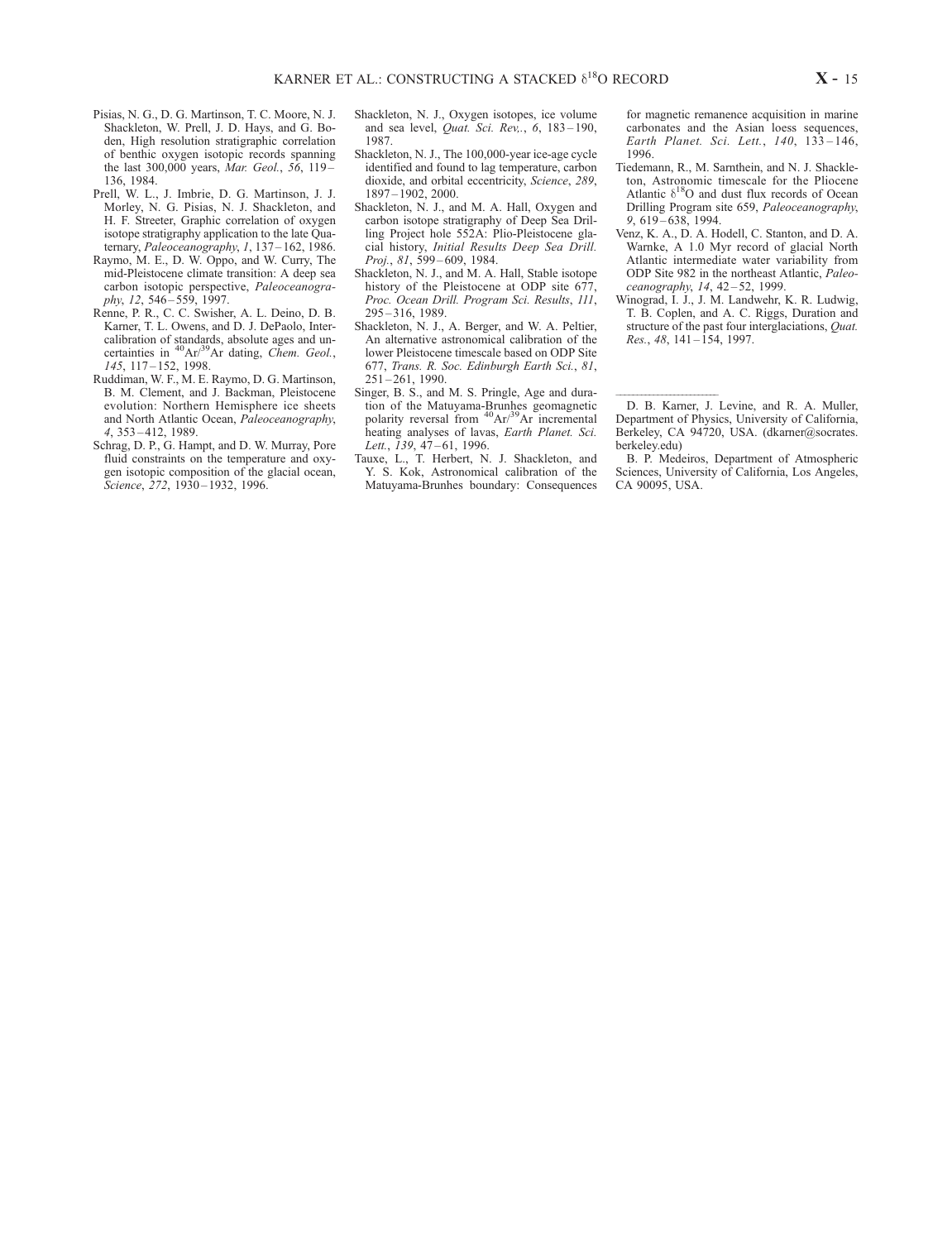Pisias, N. G., D. G. Martinson, T. C. Moore, N. J. Shackleton, W. Prell, J. D. Hays, and G. Boden, High resolution stratigraphic correlation of benthic oxygen isotopic records spanning the last 300,000 years, *Mar. Geol.*, *56*, 119–136, 1984.

Prell, W. L., J. Imbrie, D. G. Martinson, J. J. Morley, N. G. Pisias, N. J. Shackleton, and H. F. Streeter, Graphic correlation of oxygen isotope stratigraphy application to the late Quaternary, *Paleoceanography*, *1*, 137–162, 1986.

Raymo, M. E., D. W. Oppo, and W. Curry, The mid-Pleistocene climate transition: A deep sea carbon isotopic perspective, *Paleoceanography*, *12*, 546–559, 1997.

Renne, P. R., C. C. Swisher, A. L. Deino, D. B. Karner, T. L. Owens, and D. J. DePaolo, Intercalibration of standards, absolute ages and uncertainties in $^{40}Ar/^{39}Ar$ dating, *Chem. Geol.*, *145*, 117–152, 1998.

Ruddiman, W. F., M. E. Raymo, D. G. Martinson, B. M. Clement, and J. Backman, Pleistocene evolution: Northern Hemisphere ice sheets and North Atlantic Ocean, *Paleoceanography*, *4*, 353–412, 1989.

Schrag, D. P., G. Hampt, and D. W. Murray, Pore fluid constraints on the temperature and oxygen isotopic composition of the glacial ocean, *Science*, *272*, 1930–1932, 1996.

Shackleton, N. J., Oxygen isotopes, ice volume and sea level, *Quat. Sci. Rev.*, *6*, 183–190, 1987.

Shackleton, N. J., The 100,000-year ice-age cycle identified and found to lag temperature, carbon dioxide, and orbital eccentricity, *Science*, *289*, 1897–1902, 2000.

Shackleton, N. J., and M. A. Hall, Oxygen and carbon isotope stratigraphy of Deep Sea Drilling Project hole 552A: Plio-Pleistocene glacial history, *Initial Results Deep Sea Drill. Proj.*, *81*, 599–609, 1984.

Shackleton, N. J., and M. A. Hall, Stable isotope history of the Pleistocene at ODP site 677, *Proc. Ocean Drill. Program Sci. Results*, *111*, 295–316, 1989.

Shackleton, N. J., A. Berger, and W. A. Peltier, An alternative astronomical calibration of the lower Pleistocene timescale based on ODP Site 677, *Trans. R. Soc. Edinburgh Earth Sci.*, *81*, 251–261, 1990.

Singer, B. S., and M. S. Pringle, Age and duration of the Matuyama-Brunhes geomagnetic polarity reversal from $^{40}Ar/^{39}Ar$ incremental heating analyses of lavas, *Earth Planet. Sci. Lett.*, *139*, 47–61, 1996.

Tauxe, L., T. Herbert, N. J. Shackleton, and Y. S. Kok, Astronomical calibration of the Matuyama-Brunhes boundary: Consequences for magnetic remanence acquisition in marine carbonates and the Asian loess sequences, *Earth Planet. Sci. Lett.*, *140*, 133–146, 1996.

Tiedemann, R., M. Sarnthein, and N. J. Shackleton, Astronomic timescale for the Pliocene Atlantic $\delta^{18}O$ and dust flux records of Ocean Drilling Program site 659, *Paleoceanography*, *9*, 619–638, 1994.

Venz, K. A., D. A. Hodell, C. Stanton, and D. A. Warnke, A 1.0 Myr record of glacial North Atlantic intermediate water variability from ODP Site 982 in the northeast Atlantic, *Paleoceanography*, *14*, 42–52, 1999.

Winograd, I. J., J. M. Landwehr, K. R. Ludwig, T. B. Coplen, and A. C. Riggs, Duration and structure of the past four interglaciations, *Quat. Res.*, *48*, 141–154, 1997.

---

D. B. Karner, J. Levine, and R. A. Muller, Department of Physics, University of California, Berkeley, CA 94720, USA. (dkarner@socrates.berkeley.edu)

B. P. Medeiros, Department of Atmospheric Sciences, University of California, Los Angeles, CA 90095, USA.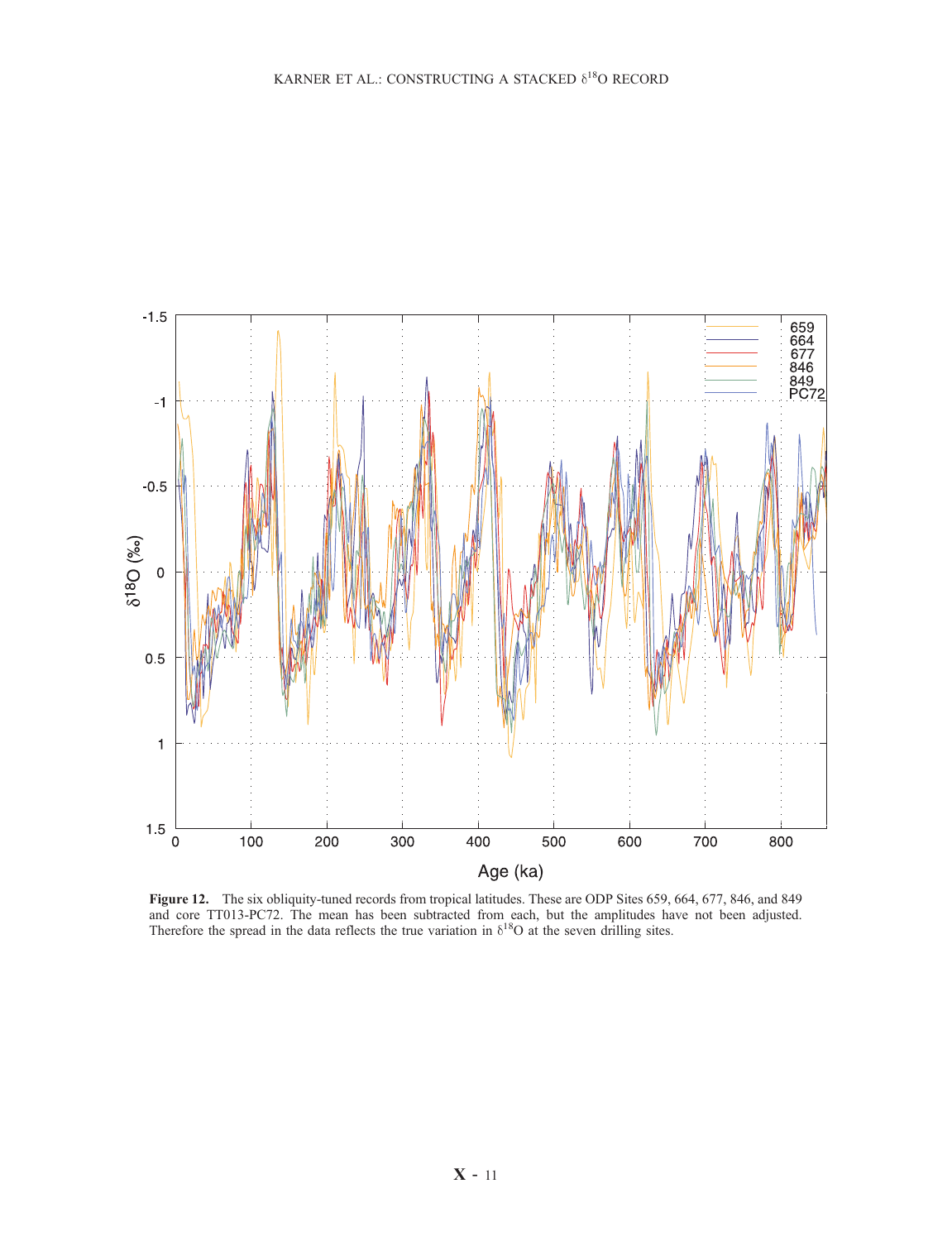-1.5
-1
-0.5
0
0.5
1
1.5

δ18O (‰)

0
100
200
300
400
500
600
700
800

Age (ka)

659
664
677
846
849
PC72

**Figure 12.** The six obliquity-tuned records from tropical latitudes. These are ODP Sites 659, 664, 677, 846, and 849 and core TT013-PC72. The mean has been subtracted from each, but the amplitudes have not been adjusted. Therefore the spread in the data reflects the true variation in $\delta^{18}O$ at the seven drilling sites.